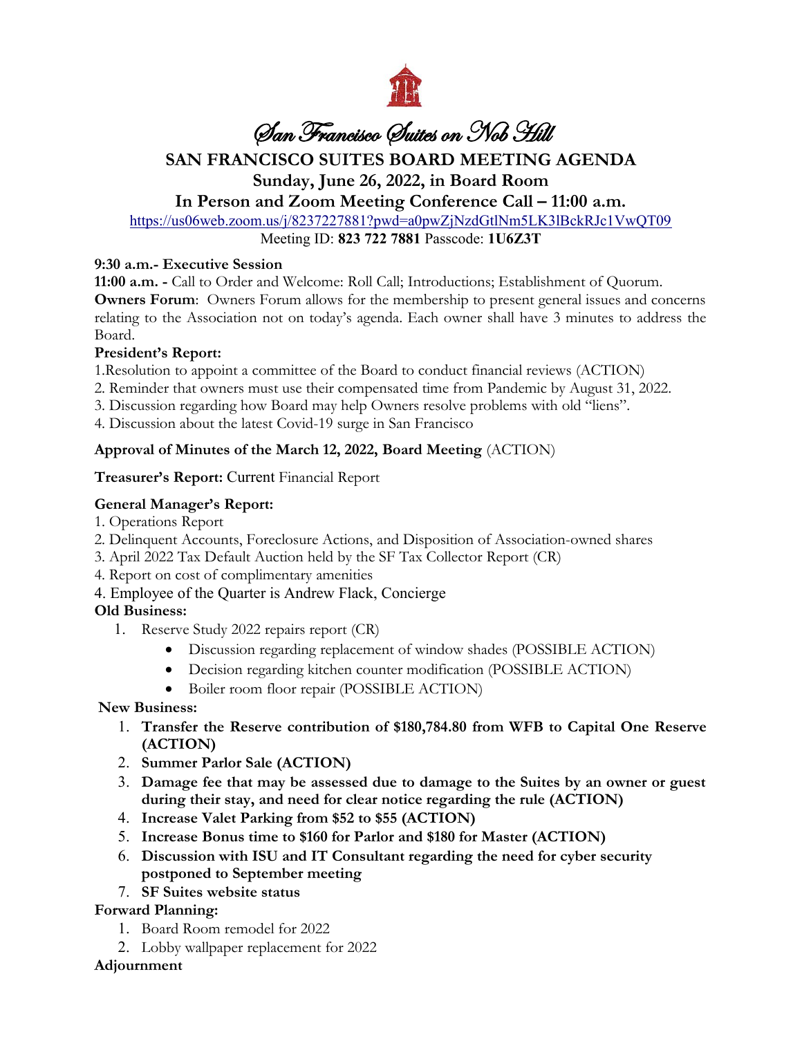# San Francisco Suites on Nob Hill

## SAN FRANCISCO SUITES BOARD MEETING AGENDA

### Sunday, June 26, 2022, in Board Room

### In Person and Zoom Meeting Conference Call – 11:00 a.m.

https://us06web.zoom.us/j/8237227881?pwd=a0pwZjNzdGtlNm5LK3lBckRJc1VwQT09

Meeting ID: **823 722 7881** Passcode: **1U6Z3T**

**9:30 a.m.- Executive Session**

**11:00 a.m. -** Call to Order and Welcome: Roll Call; Introductions; Establishment of Quorum.

**Owners Forum**: Owners Forum allows for the membership to present general issues and concerns relating to the Association not on today's agenda. Each owner shall have 3 minutes to address the Board.

**President's Report:**

1. Resolution to appoint a committee of the Board to conduct financial reviews (ACTION)
2. Reminder that owners must use their compensated time from Pandemic by August 31, 2022.
3. Discussion regarding how Board may help Owners resolve problems with old "liens".
4. Discussion about the latest Covid-19 surge in San Francisco

**Approval of Minutes of the March 12, 2022, Board Meeting** (ACTION)

**Treasurer's Report:** Current Financial Report

**General Manager's Report:**

1. Operations Report
2. Delinquent Accounts, Foreclosure Actions, and Disposition of Association-owned shares
3. April 2022 Tax Default Auction held by the SF Tax Collector Report (CR)
4. Report on cost of complimentary amenities
4. Employee of the Quarter is Andrew Flack, Concierge

**Old Business:**

1. Reserve Study 2022 repairs report (CR)
   - Discussion regarding replacement of window shades (POSSIBLE ACTION)
   - Decision regarding kitchen counter modification (POSSIBLE ACTION)
   - Boiler room floor repair (POSSIBLE ACTION)

**New Business:**

1. **Transfer the Reserve contribution of $180,784.80 from WFB to Capital One Reserve (ACTION)**
2. **Summer Parlor Sale (ACTION)**
3. **Damage fee that may be assessed due to damage to the Suites by an owner or guest during their stay, and need for clear notice regarding the rule (ACTION)**
4. **Increase Valet Parking from $52 to $55 (ACTION)**
5. **Increase Bonus time to $160 for Parlor and $180 for Master (ACTION)**
6. **Discussion with ISU and IT Consultant regarding the need for cyber security postponed to September meeting**
7. **SF Suites website status**

**Forward Planning:**

1. Board Room remodel for 2022
2. Lobby wallpaper replacement for 2022

**Adjournment**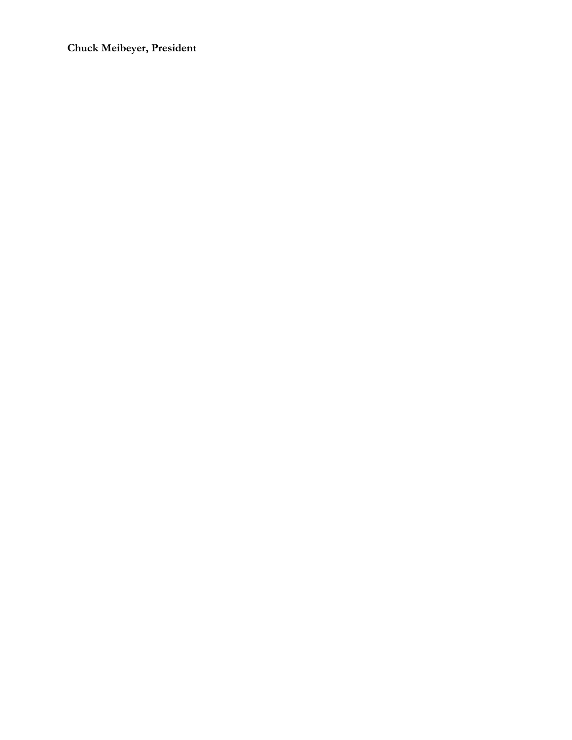**Chuck Meibeyer, President**